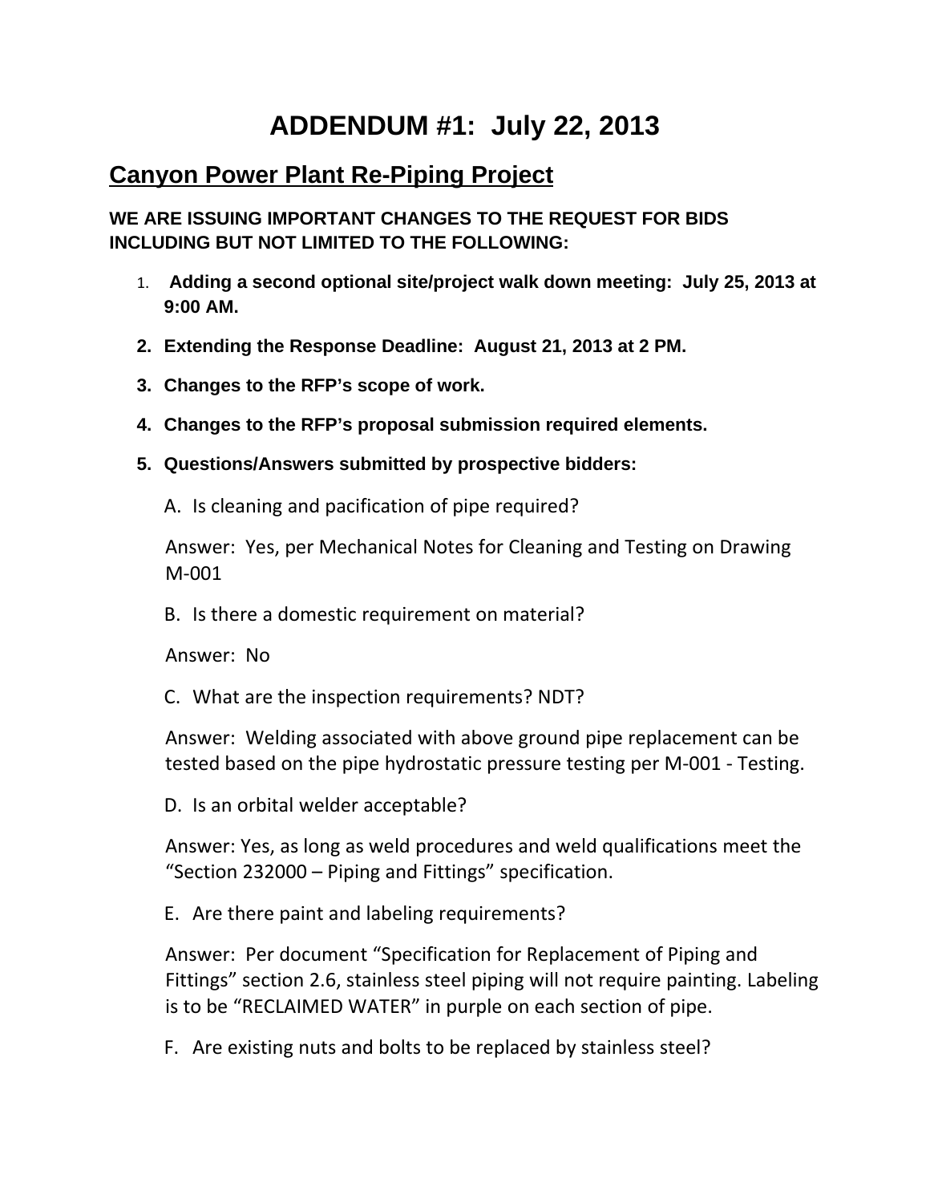# ADDENDUM #1: July 22, 2013

## Canyon Power Plant Re-Piping Project

**WE ARE ISSUING IMPORTANT CHANGES TO THE REQUEST FOR BIDS INCLUDING BUT NOT LIMITED TO THE FOLLOWING:**

1. **Adding a second optional site/project walk down meeting: July 25, 2013 at 9:00 AM.**
2. **Extending the Response Deadline: August 21, 2013 at 2 PM.**
3. **Changes to the RFP's scope of work.**
4. **Changes to the RFP's proposal submission required elements.**
5. **Questions/Answers submitted by prospective bidders:**

   A. Is cleaning and pacification of pipe required?

   Answer: Yes, per Mechanical Notes for Cleaning and Testing on Drawing M-001

   B. Is there a domestic requirement on material?

   Answer: No

   C. What are the inspection requirements? NDT?

   Answer: Welding associated with above ground pipe replacement can be tested based on the pipe hydrostatic pressure testing per M-001 - Testing.

   D. Is an orbital welder acceptable?

   Answer: Yes, as long as weld procedures and weld qualifications meet the "Section 232000 – Piping and Fittings" specification.

   E. Are there paint and labeling requirements?

   Answer: Per document "Specification for Replacement of Piping and Fittings" section 2.6, stainless steel piping will not require painting. Labeling is to be "RECLAIMED WATER" in purple on each section of pipe.

   F. Are existing nuts and bolts to be replaced by stainless steel?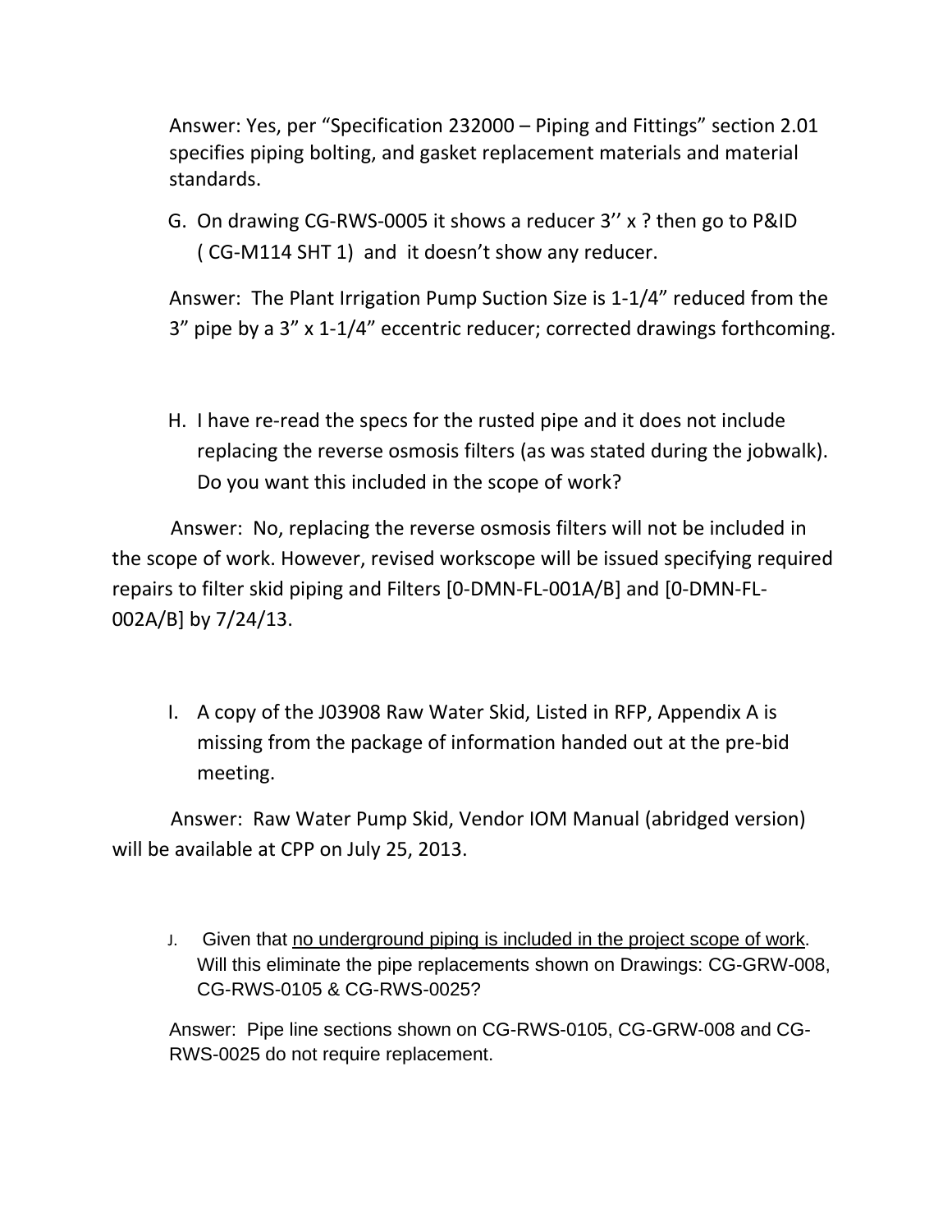Answer: Yes, per "Specification 232000 – Piping and Fittings" section 2.01 specifies piping bolting, and gasket replacement materials and material standards.

G. On drawing CG-RWS-0005 it shows a reducer 3'' x ? then go to P&ID ( CG-M114 SHT 1) and it doesn't show any reducer.

Answer: The Plant Irrigation Pump Suction Size is 1-1/4" reduced from the 3" pipe by a 3" x 1-1/4" eccentric reducer; corrected drawings forthcoming.

H. I have re-read the specs for the rusted pipe and it does not include replacing the reverse osmosis filters (as was stated during the jobwalk). Do you want this included in the scope of work?

Answer: No, replacing the reverse osmosis filters will not be included in the scope of work. However, revised workscope will be issued specifying required repairs to filter skid piping and Filters [0-DMN-FL-001A/B] and [0-DMN-FL-002A/B] by 7/24/13.

I. A copy of the J03908 Raw Water Skid, Listed in RFP, Appendix A is missing from the package of information handed out at the pre-bid meeting.

Answer: Raw Water Pump Skid, Vendor IOM Manual (abridged version) will be available at CPP on July 25, 2013.

J. Given that <u>no underground piping is included in the project scope of work</u>. Will this eliminate the pipe replacements shown on Drawings: CG-GRW-008, CG-RWS-0105 & CG-RWS-0025?

Answer: Pipe line sections shown on CG-RWS-0105, CG-GRW-008 and CG-RWS-0025 do not require replacement.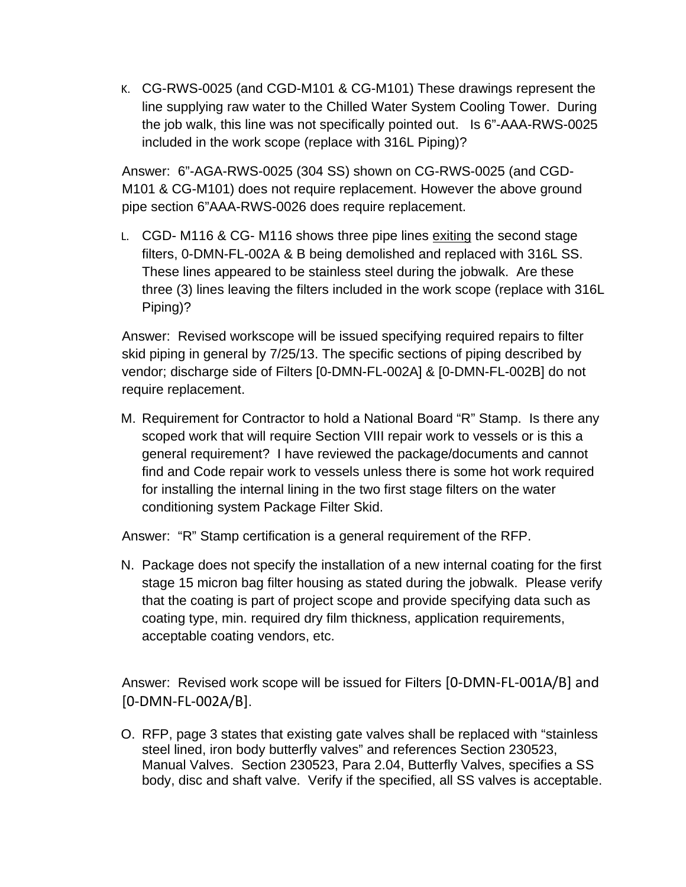K. CG-RWS-0025 (and CGD-M101 & CG-M101) These drawings represent the line supplying raw water to the Chilled Water System Cooling Tower. During the job walk, this line was not specifically pointed out. Is 6”-AAA-RWS-0025 included in the work scope (replace with 316L Piping)?

Answer: 6”-AGA-RWS-0025 (304 SS) shown on CG-RWS-0025 (and CGD-M101 & CG-M101) does not require replacement. However the above ground pipe section 6”AAA-RWS-0026 does require replacement.

L. CGD- M116 & CG- M116 shows three pipe lines <u>exiting</u> the second stage filters, 0-DMN-FL-002A & B being demolished and replaced with 316L SS. These lines appeared to be stainless steel during the jobwalk. Are these three (3) lines leaving the filters included in the work scope (replace with 316L Piping)?

Answer: Revised workscope will be issued specifying required repairs to filter skid piping in general by 7/25/13. The specific sections of piping described by vendor; discharge side of Filters [0-DMN-FL-002A] & [0-DMN-FL-002B] do not require replacement.

M. Requirement for Contractor to hold a National Board “R” Stamp. Is there any scoped work that will require Section VIII repair work to vessels or is this a general requirement? I have reviewed the package/documents and cannot find and Code repair work to vessels unless there is some hot work required for installing the internal lining in the two first stage filters on the water conditioning system Package Filter Skid.

Answer: “R” Stamp certification is a general requirement of the RFP.

N. Package does not specify the installation of a new internal coating for the first stage 15 micron bag filter housing as stated during the jobwalk. Please verify that the coating is part of project scope and provide specifying data such as coating type, min. required dry film thickness, application requirements, acceptable coating vendors, etc.

Answer: Revised work scope will be issued for Filters [0-DMN-FL-001A/B] and [0-DMN-FL-002A/B].

O. RFP, page 3 states that existing gate valves shall be replaced with “stainless steel lined, iron body butterfly valves” and references Section 230523, Manual Valves. Section 230523, Para 2.04, Butterfly Valves, specifies a SS body, disc and shaft valve. Verify if the specified, all SS valves is acceptable.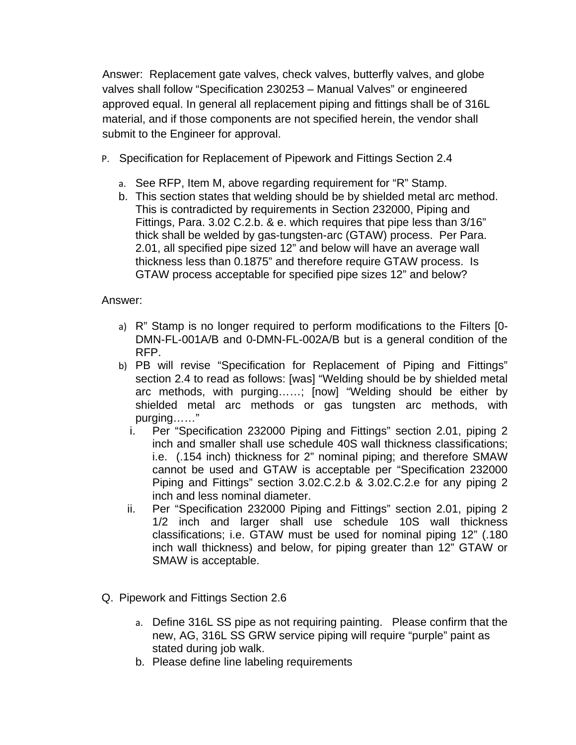Answer: Replacement gate valves, check valves, butterfly valves, and globe valves shall follow “Specification 230253 – Manual Valves” or engineered approved equal. In general all replacement piping and fittings shall be of 316L material, and if those components are not specified herein, the vendor shall submit to the Engineer for approval.

P. Specification for Replacement of Pipework and Fittings Section 2.4

a. See RFP, Item M, above regarding requirement for “R” Stamp.
b. This section states that welding should be by shielded metal arc method. This is contradicted by requirements in Section 232000, Piping and Fittings, Para. 3.02 C.2.b. & e. which requires that pipe less than 3/16” thick shall be welded by gas-tungsten-arc (GTAW) process. Per Para. 2.01, all specified pipe sized 12” and below will have an average wall thickness less than 0.1875” and therefore require GTAW process. Is GTAW process acceptable for specified pipe sizes 12” and below?

Answer:

a) R” Stamp is no longer required to perform modifications to the Filters [0-DMN-FL-001A/B and 0-DMN-FL-002A/B but is a general condition of the RFP.
b) PB will revise “Specification for Replacement of Piping and Fittings” section 2.4 to read as follows: [was] “Welding should be by shielded metal arc methods, with purging……; [now] “Welding should be either by shielded metal arc methods or gas tungsten arc methods, with purging……”
   i. Per “Specification 232000 Piping and Fittings” section 2.01, piping 2 inch and smaller shall use schedule 40S wall thickness classifications; i.e. (.154 inch) thickness for 2” nominal piping; and therefore SMAW cannot be used and GTAW is acceptable per “Specification 232000 Piping and Fittings” section 3.02.C.2.b & 3.02.C.2.e for any piping 2 inch and less nominal diameter.
   ii. Per “Specification 232000 Piping and Fittings” section 2.01, piping 2 1/2 inch and larger shall use schedule 10S wall thickness classifications; i.e. GTAW must be used for nominal piping 12” (.180 inch wall thickness) and below, for piping greater than 12” GTAW or SMAW is acceptable.

Q. Pipework and Fittings Section 2.6

a. Define 316L SS pipe as not requiring painting. Please confirm that the new, AG, 316L SS GRW service piping will require “purple” paint as stated during job walk.
b. Please define line labeling requirements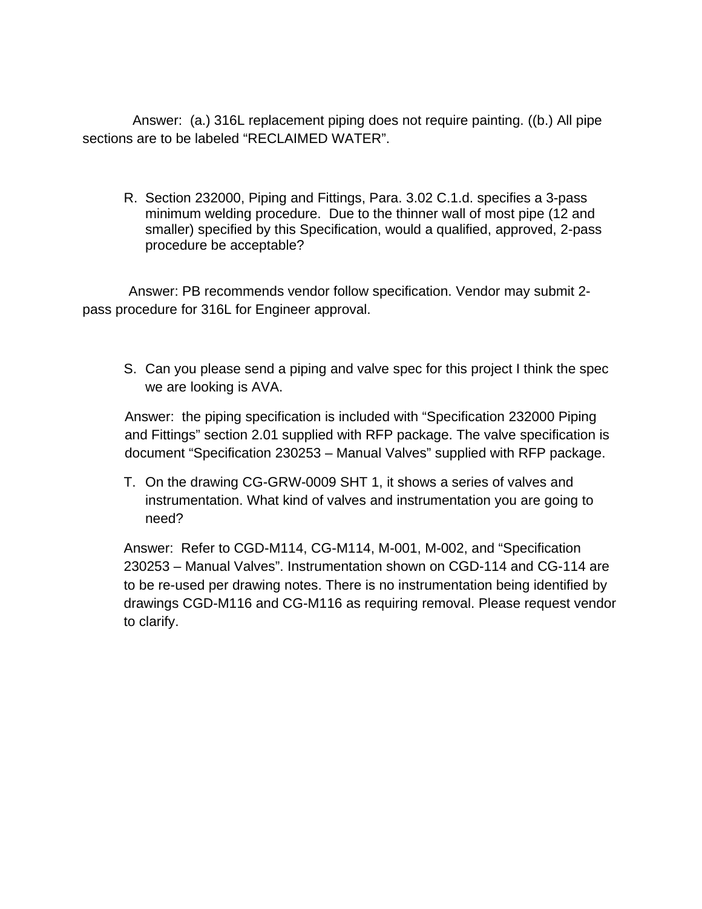Answer: (a.) 316L replacement piping does not require painting. ((b.) All pipe sections are to be labeled "RECLAIMED WATER".

R. Section 232000, Piping and Fittings, Para. 3.02 C.1.d. specifies a 3-pass minimum welding procedure. Due to the thinner wall of most pipe (12 and smaller) specified by this Specification, would a qualified, approved, 2-pass procedure be acceptable?

Answer: PB recommends vendor follow specification. Vendor may submit 2-pass procedure for 316L for Engineer approval.

S. Can you please send a piping and valve spec for this project I think the spec we are looking is AVA.

Answer: the piping specification is included with "Specification 232000 Piping and Fittings" section 2.01 supplied with RFP package. The valve specification is document "Specification 230253 – Manual Valves" supplied with RFP package.

T. On the drawing CG-GRW-0009 SHT 1, it shows a series of valves and instrumentation. What kind of valves and instrumentation you are going to need?

Answer: Refer to CGD-M114, CG-M114, M-001, M-002, and "Specification 230253 – Manual Valves". Instrumentation shown on CGD-114 and CG-114 are to be re-used per drawing notes. There is no instrumentation being identified by drawings CGD-M116 and CG-M116 as requiring removal. Please request vendor to clarify.